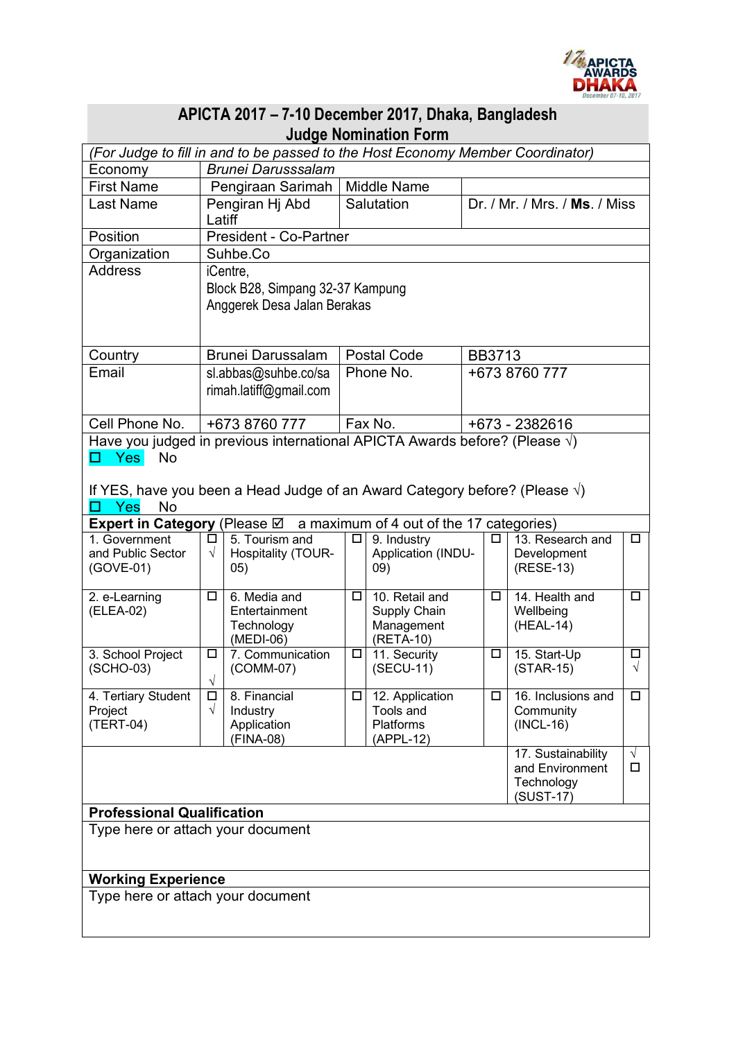## APICTA 2017 – 7-10 December 2017, Dhaka, Bangladesh
## Judge Nomination Form

*(For Judge to fill in and to be passed to the Host Economy Member Coordinator)*

| | | | |
|---|---|---|---|
| Economy | *Brunei Darusssalam* | | |
| First Name | Pengiraan Sarimah | Middle Name | |
| Last Name | Pengiran Hj Abd Latiff | Salutation | Dr. / Mr. / Mrs. / **Ms.** / Miss |
| Position | President - Co-Partner | | |
| Organization | Suhbe.Co | | |
| Address | iCentre,<br>Block B28, Simpang 32-37 Kampung Anggerek Desa Jalan Berakas | | |
| Country | Brunei Darussalam | Postal Code | BB3713 |
| Email | sl.abbas@suhbe.co/sarimah.latiff@gmail.com | Phone No. | +673 8760 777 |
| Cell Phone No. | +673 8760 777 | Fax No. | +673 - 2382616 |

Have you judged in previous international APICTA Awards before? (Please √)

☐ Yes No

If YES, have you been a Head Judge of an Award Category before? (Please √)

☐ Yes No

**Expert in Category** (Please ☑ a maximum of 4 out of the 17 categories)

| | | | | | | | |
|---|---|---|---|---|---|---|---|
| 1. Government and Public Sector (GOVE-01) | ☐ √ | 5. Tourism and Hospitality (TOUR-05) | ☐ | 9. Industry Application (INDU-09) | ☐ | 13. Research and Development (RESE-13) | ☐ |
| 2. e-Learning (ELEA-02) | ☐ | 6. Media and Entertainment Technology (MEDI-06) | ☐ | 10. Retail and Supply Chain Management (RETA-10) | ☐ | 14. Health and Wellbeing (HEAL-14) | ☐ |
| 3. School Project (SCHO-03) | ☐ √ | 7. Communication (COMM-07) | ☐ | 11. Security (SECU-11) | ☐ | 15. Start-Up (STAR-15) | ☐ √ |
| 4. Tertiary Student Project (TERT-04) | ☐ √ | 8. Financial Industry Application (FINA-08) | ☐ | 12. Application Tools and Platforms (APPL-12) | ☐ | 16. Inclusions and Community (INCL-16) | ☐ |
| | | | | | | 17. Sustainability and Environment Technology (SUST-17) | √ ☐ |

**Professional Qualification**

Type here or attach your document

**Working Experience**

Type here or attach your document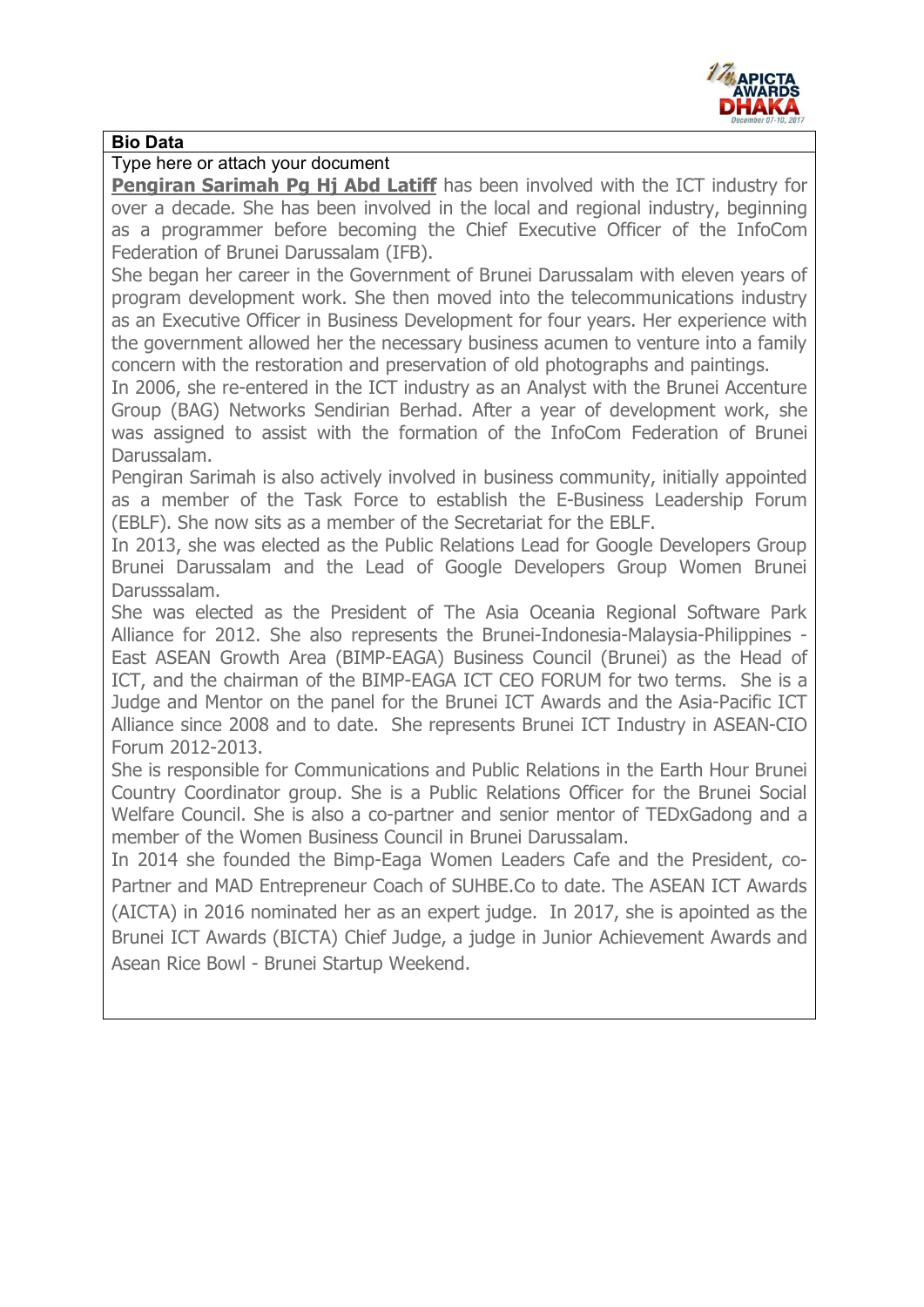**Bio Data**

Type here or attach your document

**Pengiran Sarimah Pg Hj Abd Latiff** has been involved with the ICT industry for over a decade. She has been involved in the local and regional industry, beginning as a programmer before becoming the Chief Executive Officer of the InfoCom Federation of Brunei Darussalam (IFB).

She began her career in the Government of Brunei Darussalam with eleven years of program development work. She then moved into the telecommunications industry as an Executive Officer in Business Development for four years. Her experience with the government allowed her the necessary business acumen to venture into a family concern with the restoration and preservation of old photographs and paintings.

In 2006, she re-entered in the ICT industry as an Analyst with the Brunei Accenture Group (BAG) Networks Sendirian Berhad. After a year of development work, she was assigned to assist with the formation of the InfoCom Federation of Brunei Darussalam.

Pengiran Sarimah is also actively involved in business community, initially appointed as a member of the Task Force to establish the E-Business Leadership Forum (EBLF). She now sits as a member of the Secretariat for the EBLF.

In 2013, she was elected as the Public Relations Lead for Google Developers Group Brunei Darussalam and the Lead of Google Developers Group Women Brunei Darusssalam.

She was elected as the President of The Asia Oceania Regional Software Park Alliance for 2012. She also represents the Brunei-Indonesia-Malaysia-Philippines - East ASEAN Growth Area (BIMP-EAGA) Business Council (Brunei) as the Head of ICT, and the chairman of the BIMP-EAGA ICT CEO FORUM for two terms. She is a Judge and Mentor on the panel for the Brunei ICT Awards and the Asia-Pacific ICT Alliance since 2008 and to date. She represents Brunei ICT Industry in ASEAN-CIO Forum 2012-2013.

She is responsible for Communications and Public Relations in the Earth Hour Brunei Country Coordinator group. She is a Public Relations Officer for the Brunei Social Welfare Council. She is also a co-partner and senior mentor of TEDxGadong and a member of the Women Business Council in Brunei Darussalam.

In 2014 she founded the Bimp-Eaga Women Leaders Cafe and the President, co-Partner and MAD Entrepreneur Coach of SUHBE.Co to date. The ASEAN ICT Awards (AICTA) in 2016 nominated her as an expert judge. In 2017, she is apointed as the Brunei ICT Awards (BICTA) Chief Judge, a judge in Junior Achievement Awards and Asean Rice Bowl - Brunei Startup Weekend.